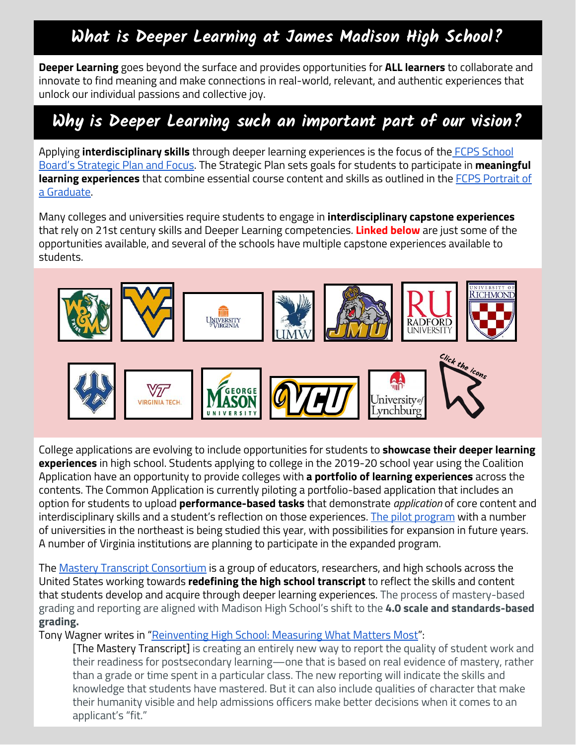## What is Deeper Learning at James Madison High School?

**Deeper Learning** goes beyond the surface and provides opportunities for **ALL learners** to collaborate and innovate to find meaning and make connections in real-world, relevant, and authentic experiences that unlock our individual passions and collective joy.

## Why is Deeper Learning such an important part of our vision?

Applying **interdisciplinary skills** through deeper learning experiences is the focus of the FCPS School Board's Strategic Plan and Focus. The Strategic Plan sets goals for students to participate in **meaningful learning experiences** that combine essential course content and skills as outlined in the FCPS Portrait of a Graduate.

Many colleges and universities require students to engage in **interdisciplinary capstone experiences** that rely on 21st century skills and Deeper Learning competencies. **Linked below** are just some of the opportunities available, and several of the schools have multiple capstone experiences available to students.

Click the icons

College applications are evolving to include opportunities for students to **showcase their deeper learning experiences** in high school. Students applying to college in the 2019-20 school year using the Coalition Application have an opportunity to provide colleges with **a portfolio of learning experiences** across the contents. The Common Application is currently piloting a portfolio-based application that includes an option for students to upload **performance-based tasks** that demonstrate *application* of core content and interdisciplinary skills and a student's reflection on those experiences. The pilot program with a number of universities in the northeast is being studied this year, with possibilities for expansion in future years. A number of Virginia institutions are planning to participate in the expanded program.

The Mastery Transcript Consortium is a group of educators, researchers, and high schools across the United States working towards **redefining the high school transcript** to reflect the skills and content that students develop and acquire through deeper learning experiences. The process of mastery-based grading and reporting are aligned with Madison High School's shift to the **4.0 scale and standards-based grading.**

Tony Wagner writes in "Reinventing High School: Measuring What Matters Most":

> [The Mastery Transcript] is creating an entirely new way to report the quality of student work and their readiness for postsecondary learning—one that is based on real evidence of mastery, rather than a grade or time spent in a particular class. The new reporting will indicate the skills and knowledge that students have mastered. But it can also include qualities of character that make their humanity visible and help admissions officers make better decisions when it comes to an applicant's "fit."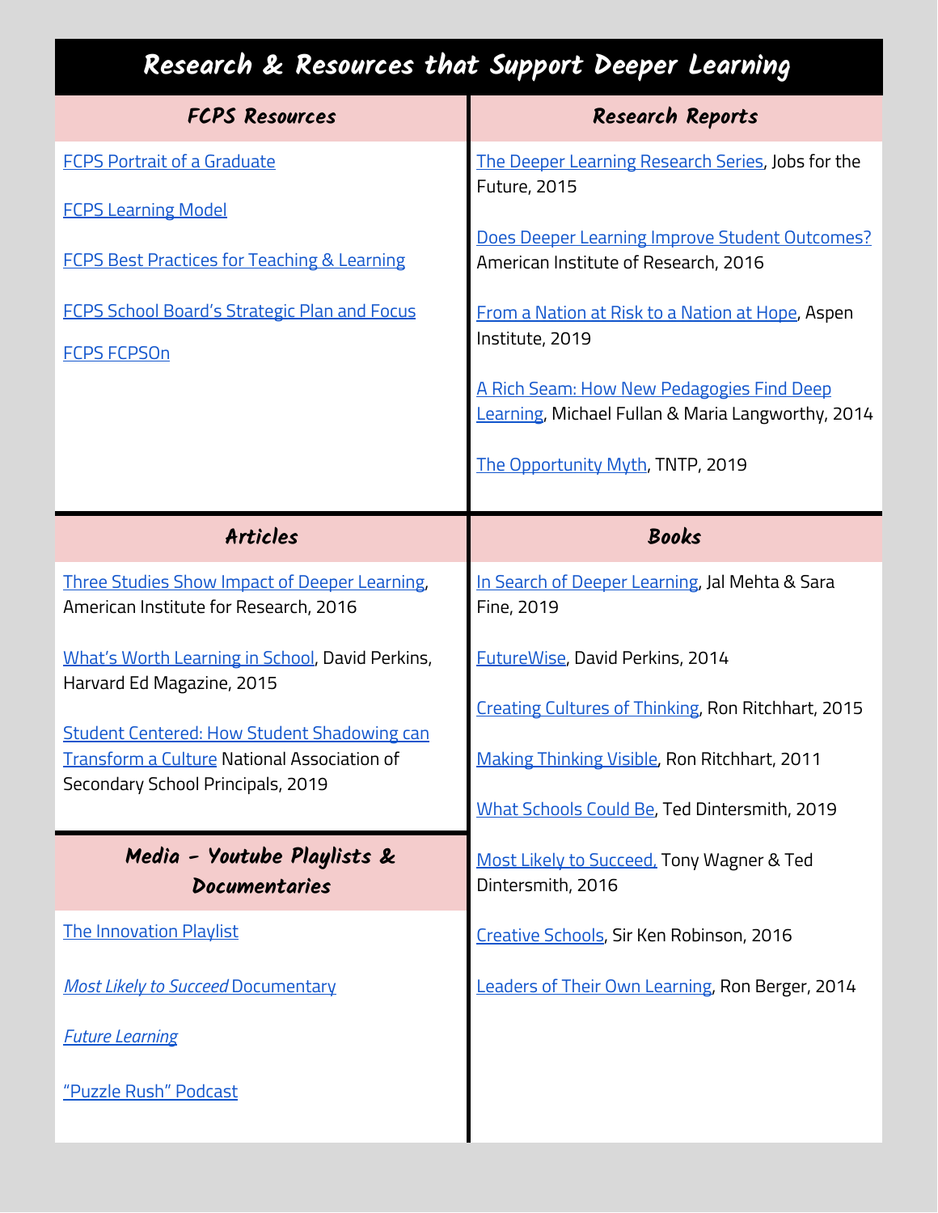# Research & Resources that Support Deeper Learning

## FCPS Resources

FCPS Portrait of a Graduate

FCPS Learning Model

FCPS Best Practices for Teaching & Learning

FCPS School Board's Strategic Plan and Focus

FCPS FCPSOn

## Research Reports

The Deeper Learning Research Series, Jobs for the Future, 2015

Does Deeper Learning Improve Student Outcomes? American Institute of Research, 2016

From a Nation at Risk to a Nation at Hope, Aspen Institute, 2019

A Rich Seam: How New Pedagogies Find Deep Learning, Michael Fullan & Maria Langworthy, 2014

The Opportunity Myth, TNTP, 2019

## Articles

Three Studies Show Impact of Deeper Learning, American Institute for Research, 2016

What's Worth Learning in School, David Perkins, Harvard Ed Magazine, 2015

Student Centered: How Student Shadowing can Transform a Culture National Association of Secondary School Principals, 2019

## Books

In Search of Deeper Learning, Jal Mehta & Sara Fine, 2019

FutureWise, David Perkins, 2014

Creating Cultures of Thinking, Ron Ritchhart, 2015

Making Thinking Visible, Ron Ritchhart, 2011

What Schools Could Be, Ted Dintersmith, 2019

Most Likely to Succeed, Tony Wagner & Ted Dintersmith, 2016

Creative Schools, Sir Ken Robinson, 2016

Leaders of Their Own Learning, Ron Berger, 2014

## Media - Youtube Playlists & Documentaries

The Innovation Playlist

*Most Likely to Succeed* Documentary

*Future Learning*

"Puzzle Rush" Podcast